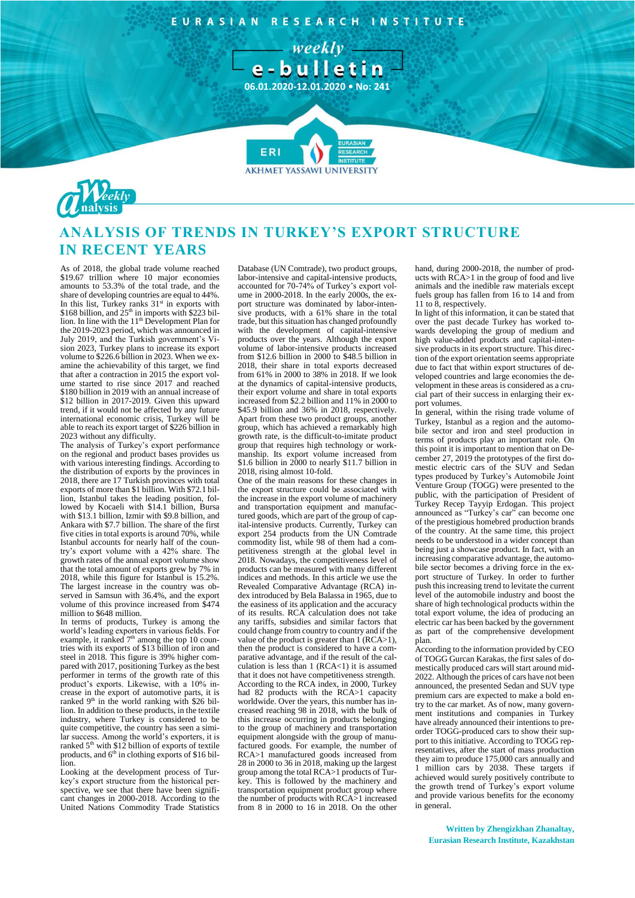EURASIAN RESEARCH INSTITUTE

weekly e-bulletin

06.01.2020-12.01.2020 • No: 241

Weekly Analysis

# ANALYSIS OF TRENDS IN TURKEY'S EXPORT STRUCTURE IN RECENT YEARS

As of 2018, the global trade volume reached $19.67 trillion where 10 major economies amounts to 53.3% of the total trade, and the share of developing countries are equal to 44%. In this list, Turkey ranks 31st in exports with $168 billion, and 25th in imports with $223 billion. In line with the 11th Development Plan for the 2019-2023 period, which was announced in July 2019, and the Turkish government's Vision 2023, Turkey plans to increase its export volume to $226.6 billion in 2023. When we examine the achievability of this target, we find that after a contraction in 2015 the export volume started to rise since 2017 and reached $180 billion in 2019 with an annual increase of $12 billion in 2017-2019. Given this upward trend, if it would not be affected by any future international economic crisis, Turkey will be able to reach its export target of $226 billion in 2023 without any difficulty.

The analysis of Turkey's export performance on the regional and product bases provides us with various interesting findings. According to the distribution of exports by the provinces in 2018, there are 17 Turkish provinces with total exports of more than $1 billion. With $72.1 billion, Istanbul takes the leading position, followed by Kocaeli with $14.1 billion, Bursa with $13.1 billion, Izmir with $9.8 billion, and Ankara with $7.7 billion. The share of the first five cities in total exports is around 70%, while Istanbul accounts for nearly half of the country's export volume with a 42% share. The growth rates of the annual export volume show that the total amount of exports grew by 7% in 2018, while this figure for Istanbul is 15.2%. The largest increase in the country was observed in Samsun with 36.4%, and the export volume of this province increased from $474 million to $648 million.

In terms of products, Turkey is among the world's leading exporters in various fields. For example, it ranked 7th among the top 10 countries with its exports of $13 billion of iron and steel in 2018. This figure is 39% higher compared with 2017, positioning Turkey as the best performer in terms of the growth rate of this product's exports. Likewise, with a 10% increase in the export of automotive parts, it is ranked 9th in the world ranking with $26 billion. In addition to these products, in the textile industry, where Turkey is considered to be quite competitive, the country has seen a similar success. Among the world's exporters, it is ranked 5th with $12 billion of exports of textile products, and 6th in clothing exports of $16 billion.

Looking at the development process of Turkey's export structure from the historical perspective, we see that there have been significant changes in 2000-2018. According to the United Nations Commodity Trade Statistics Database (UN Comtrade), two product groups, labor-intensive and capital-intensive products, accounted for 70-74% of Turkey's export volume in 2000-2018. In the early 2000s, the export structure was dominated by labor-intensive products, with a 61% share in the total trade, but this situation has changed profoundly with the development of capital-intensive products over the years. Although the export volume of labor-intensive products increased from $12.6 billion in 2000 to $48.5 billion in 2018, their share in total exports decreased from 61% in 2000 to 38% in 2018. If we look at the dynamics of capital-intensive products, their export volume and share in total exports increased from $2.2 billion and 11% in 2000 to $45.9 billion and 36% in 2018, respectively. Apart from these two product groups, another group, which has achieved a remarkably high growth rate, is the difficult-to-imitate product group that requires high technology or workmanship. Its export volume increased from $1.6 billion in 2000 to nearly $11.7 billion in 2018, rising almost 10-fold.

One of the main reasons for these changes in the export structure could be associated with the increase in the export volume of machinery and transportation equipment and manufactured goods, which are part of the group of capital-intensive products. Currently, Turkey can export 254 products from the UN Comtrade commodity list, while 98 of them had a competitiveness strength at the global level in 2018. Nowadays, the competitiveness level of products can be measured with many different indices and methods. In this article we use the Revealed Comparative Advantage (RCA) index introduced by Bela Balassa in 1965, due to the easiness of its application and the accuracy of its results. RCA calculation does not take any tariffs, subsidies and similar factors that could change from country to country and if the value of the product is greater than 1 (RCA>1), then the product is considered to have a comparative advantage, and if the result of the calculation is less than 1 (RCA<1) it is assumed that it does not have competitiveness strength. According to the RCA index, in 2000, Turkey had 82 products with the RCA>1 capacity worldwide. Over the years, this number has increased reaching 98 in 2018, with the bulk of this increase occurring in products belonging to the group of machinery and transportation equipment alongside with the group of manufactured goods. For example, the number of RCA>1 manufactured goods increased from 28 in 2000 to 36 in 2018, making up the largest group among the total RCA>1 products of Turkey. This is followed by the machinery and transportation equipment product group where the number of products with RCA>1 increased from 8 in 2000 to 16 in 2018. On the other hand, during 2000-2018, the number of products with RCA>1 in the group of food and live animals and the inedible raw materials except fuels group has fallen from 16 to 14 and from 11 to 8, respectively.

In light of this information, it can be stated that over the past decade Turkey has worked towards developing the group of medium and high value-added products and capital-intensive products in its export structure. This direction of the export orientation seems appropriate due to fact that within export structures of developed countries and large economies the development in these areas is considered as a crucial part of their success in enlarging their export volumes.

In general, within the rising trade volume of Turkey, Istanbul as a region and the automobile sector and iron and steel production in terms of products play an important role. On this point it is important to mention that on December 27, 2019 the prototypes of the first domestic electric cars of the SUV and Sedan types produced by Turkey's Automobile Joint Venture Group (TOGG) were presented to the public, with the participation of President of Turkey Recep Tayyip Erdogan. This project announced as "Turkey's car" can become one of the prestigious homebred production brands of the country. At the same time, this project needs to be understood in a wider concept than being just a showcase product. In fact, with an increasing comparative advantage, the automobile sector becomes a driving force in the export structure of Turkey. In order to further push this increasing trend to levitate the current level of the automobile industry and boost the share of high technological products within the total export volume, the idea of producing an electric car has been backed by the government as part of the comprehensive development plan.

According to the information provided by CEO of TOGG Gurcan Karakas, the first sales of domestically produced cars will start around mid-2022. Although the prices of cars have not been announced, the presented Sedan and SUV type premium cars are expected to make a bold entry to the car market. As of now, many government institutions and companies in Turkey have already announced their intentions to pre-order TOGG-produced cars to show their support to this initiative. According to TOGG representatives, after the start of mass production they aim to produce 175,000 cars annually and 1 million cars by 2038. These targets if achieved would surely positively contribute to the growth trend of Turkey's export volume and provide various benefits for the economy in general.

**Written by Zhengizkhan Zhanaltay, Eurasian Research Institute, Kazakhstan**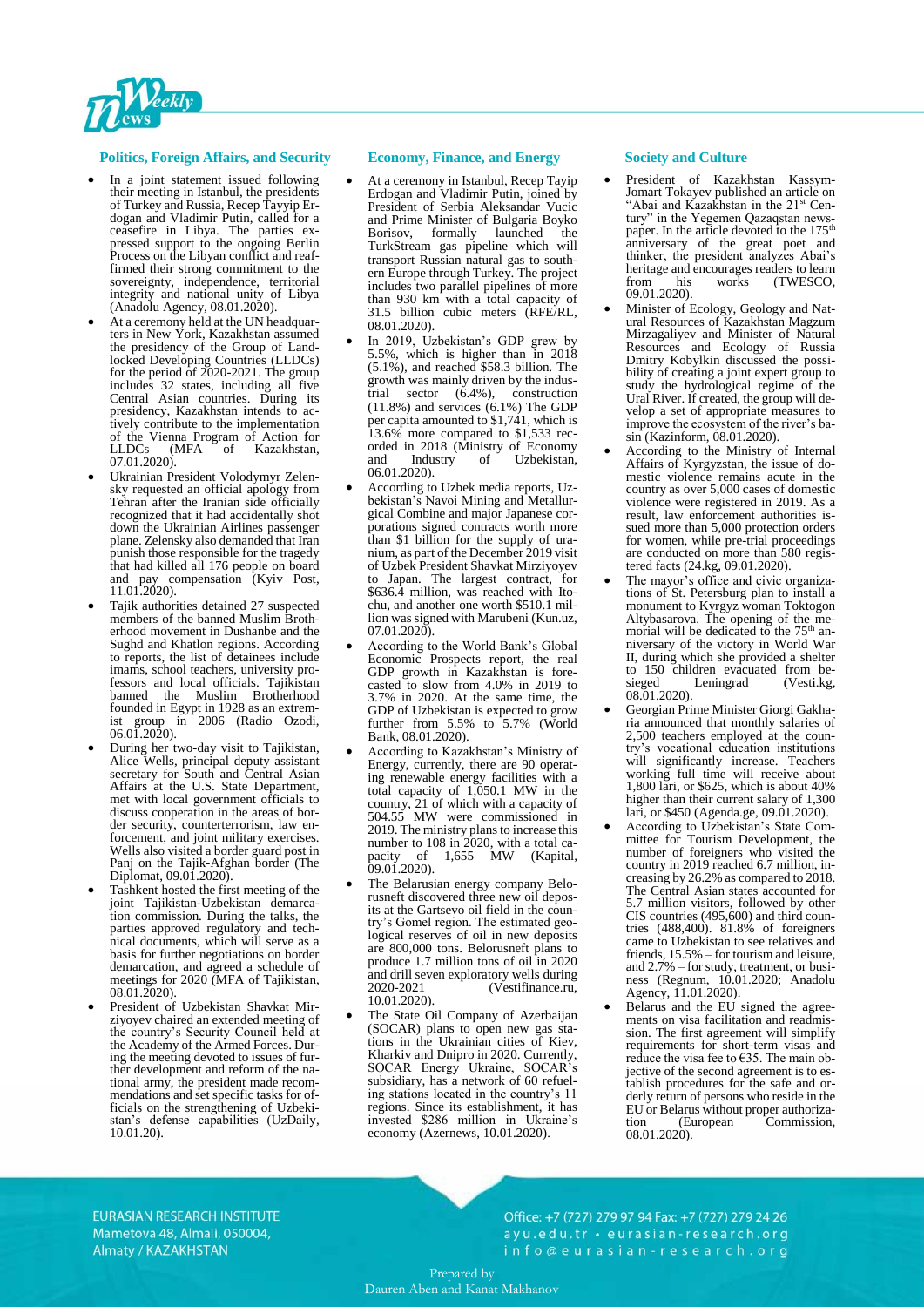## Politics, Foreign Affairs, and Security

- In a joint statement issued following their meeting in Istanbul, the presidents of Turkey and Russia, Recep Tayyip Erdogan and Vladimir Putin, called for a ceasefire in Libya. The parties expressed support to the ongoing Berlin Process on the Libyan conflict and reaffirmed their strong commitment to the sovereignty, independence, territorial integrity and national unity of Libya (Anadolu Agency, 08.01.2020).
- At a ceremony held at the UN headquarters in New York, Kazakhstan assumed the presidency of the Group of Landlocked Developing Countries (LLDCs) for the period of 2020-2021. The group includes 32 states, including all five Central Asian countries. During its presidency, Kazakhstan intends to actively contribute to the implementation of the Vienna Program of Action for LLDCs (MFA of Kazakhstan, 07.01.2020).
- Ukrainian President Volodymyr Zelensky requested an official apology from Tehran after the Iranian side officially recognized that it had accidentally shot down the Ukrainian Airlines passenger plane. Zelensky also demanded that Iran punish those responsible for the tragedy that had killed all 176 people on board and pay compensation (Kyiv Post, 11.01.2020).
- Tajik authorities detained 27 suspected members of the banned Muslim Brotherhood movement in Dushanbe and the Sughd and Khatlon regions. According to reports, the list of detainees include imams, school teachers, university professors and local officials. Tajikistan banned the Muslim Brotherhood founded in Egypt in 1928 as an extremist group in 2006 (Radio Ozodi, 06.01.2020).
- During her two-day visit to Tajikistan, Alice Wells, principal deputy assistant secretary for South and Central Asian Affairs at the U.S. State Department, met with local government officials to discuss cooperation in the areas of border security, counterterrorism, law enforcement, and joint military exercises. Wells also visited a border guard post in Panj on the Tajik-Afghan border (The Diplomat, 09.01.2020).
- Tashkent hosted the first meeting of the joint Tajikistan-Uzbekistan demarcation commission. During the talks, the parties approved regulatory and technical documents, which will serve as a basis for further negotiations on border demarcation, and agreed a schedule of meetings for 2020 (MFA of Tajikistan, 08.01.2020).
- President of Uzbekistan Shavkat Mirziyoyev chaired an extended meeting of the country's Security Council held at the Academy of the Armed Forces. During the meeting devoted to issues of further development and reform of the national army, the president made recommendations and set specific tasks for officials on the strengthening of Uzbekistan's defense capabilities (UzDaily, 10.01.20).

## Economy, Finance, and Energy

- At a ceremony in Istanbul, Recep Tayyip Erdogan and Vladimir Putin, joined by President of Serbia Aleksandar Vucic and Prime Minister of Bulgaria Boyko Borisov, formally launched the TurkStream gas pipeline which will transport Russian natural gas to southern Europe through Turkey. The project includes two parallel pipelines of more than 930 km with a total capacity of 31.5 billion cubic meters (RFE/RL, 08.01.2020).
- In 2019, Uzbekistan's GDP grew by 5.5%, which is higher than in 2018 (5.1%), and reached $58.3 billion. The growth was mainly driven by the industrial sector (6.4%), construction (11.8%) and services (6.1%) The GDP per capita amounted to $1,741, which is 13.6% more compared to $1,533 recorded in 2018 (Ministry of Economy and Industry of Uzbekistan, 06.01.2020).
- According to Uzbek media reports, Uzbekistan's Navoi Mining and Metallurgical Combine and major Japanese corporations signed contracts worth more than $1 billion for the supply of uranium, as part of the December 2019 visit of Uzbek President Shavkat Mirziyoyev to Japan. The largest contract, for $636.4 million, was reached with Itochu, and another one worth $510.1 million was signed with Marubeni (Kun.uz, 07.01.2020).
- According to the World Bank's Global Economic Prospects report, the real GDP growth in Kazakhstan is forecasted to slow from 4.0% in 2019 to 3.7% in 2020. At the same time, the GDP of Uzbekistan is expected to grow further from 5.5% to 5.7% (World Bank, 08.01.2020).
- According to Kazakhstan's Ministry of Energy, currently, there are 90 operating renewable energy facilities with a total capacity of 1,050.1 MW in the country, 21 of which with a capacity of 504.55 MW were commissioned in 2019. The ministry plans to increase this number to 108 in 2020, with a total capacity of 1,655 MW (Kapital, 09.01.2020).
- The Belarusian energy company Belorusneft discovered three new oil deposits at the Gartsevo oil field in the country's Gomel region. The estimated geological reserves of oil in new deposits are 800,000 tons. Belorusneft plans to produce 1.7 million tons of oil in 2020 and drill seven exploratory wells during 2020-2021 (Vestifinance.ru, 10.01.2020).
- The State Oil Company of Azerbaijan (SOCAR) plans to open new gas stations in the Ukrainian cities of Kiev, Kharkiv and Dnipro in 2020. Currently, SOCAR Energy Ukraine, SOCAR's subsidiary, has a network of 60 refueling stations located in the country's 11 regions. Since its establishment, it has invested $286 million in Ukraine's economy (Azernews, 10.01.2020).

## Society and Culture

- President of Kazakhstan Kassym-Jomart Tokayev published an article on "Abai and Kazakhstan in the 21st Century" in the Yegemen Qazaqstan newspaper. In the article devoted to the 175th anniversary of the great poet and thinker, the president analyzes Abai's heritage and encourages readers to learn from his works (TWESCO, 09.01.2020).
- Minister of Ecology, Geology and Natural Resources of Kazakhstan Magzum Mirzagaliyev and Minister of Natural Resources and Ecology of Russia Dmitry Kobylkin discussed the possibility of creating a joint expert group to study the hydrological regime of the Ural River. If created, the group will develop a set of appropriate measures to improve the ecosystem of the river's basin (Kazinform, 08.01.2020).
- According to the Ministry of Internal Affairs of Kyrgyzstan, the issue of domestic violence remains acute in the country as over 5,000 cases of domestic violence were registered in 2019. As a result, law enforcement authorities issued more than 5,000 protection orders for women, while pre-trial proceedings are conducted on more than 580 registered facts (24.kg, 09.01.2020).
- The mayor's office and civic organizations of St. Petersburg plan to install a monument to Kyrgyz woman Toktogon Altybasarova. The opening of the memorial will be dedicated to the 75th anniversary of the victory in World War II, during which she provided a shelter to 150 children evacuated from besieged Leningrad (Vesti.kg, 08.01.2020).
- Georgian Prime Minister Giorgi Gakharia announced that monthly salaries of 2,500 teachers employed at the country's vocational education institutions will significantly increase. Teachers working full time will receive about 1,800 lari, or $625, which is about 40% higher than their current salary of 1,300 lari, or $450 (Agenda.ge, 09.01.2020).
- According to Uzbekistan's State Committee for Tourism Development, the number of foreigners who visited the country in 2019 reached 6.7 million, increasing by 26.2% as compared to 2018. The Central Asian states accounted for 5.7 million visitors, followed by other CIS countries (495,600) and third countries (488,400). 81.8% of foreigners came to Uzbekistan to see relatives and friends, 15.5% – for tourism and leisure, and 2.7% – for study, treatment, or business (Regnum, 10.01.2020; Anadolu Agency, 11.01.2020).
- Belarus and the EU signed the agreements on visa facilitation and readmission. The first agreement will simplify requirements for short-term visas and reduce the visa fee to €35. The main objective of the second agreement is to establish procedures for the safe and orderly return of persons who reside in the EU or Belarus without proper authorization (European Commission, 08.01.2020).

EURASIAN RESEARCH INSTITUTE
Mametova 48, Almali, 050004,
Almaty / KAZAKHSTAN

Office: +7 (727) 279 97 94 Fax: +7 (727) 279 24 26
ayu.edu.tr • eurasian-research.org
info@eurasian-research.org

Prepared by
Dauren Aben and Kanat Makhanov